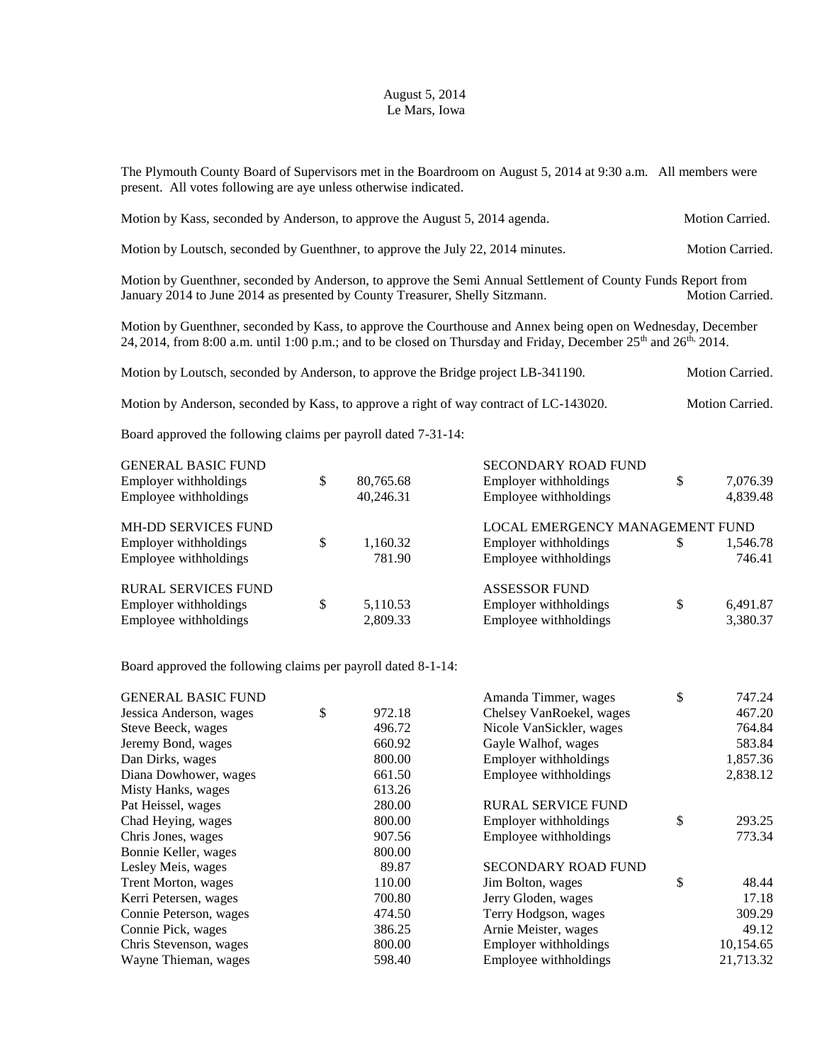August 5, 2014
Le Mars, Iowa

The Plymouth County Board of Supervisors met in the Boardroom on August 5, 2014 at 9:30 a.m. All members were present. All votes following are aye unless otherwise indicated.

Motion by Kass, seconded by Anderson, to approve the August 5, 2014 agenda. Motion Carried.

Motion by Loutsch, seconded by Guenthner, to approve the July 22, 2014 minutes. Motion Carried.

Motion by Guenthner, seconded by Anderson, to approve the Semi Annual Settlement of County Funds Report from January 2014 to June 2014 as presented by County Treasurer, Shelly Sitzmann. Motion Carried.

Motion by Guenthner, seconded by Kass, to approve the Courthouse and Annex being open on Wednesday, December 24, 2014, from 8:00 a.m. until 1:00 p.m.; and to be closed on Thursday and Friday, December 25th and 26th, 2014.

Motion by Loutsch, seconded by Anderson, to approve the Bridge project LB-341190. Motion Carried.

Motion by Anderson, seconded by Kass, to approve a right of way contract of LC-143020. Motion Carried.

Board approved the following claims per payroll dated 7-31-14:

| | | | |
|---|---|---|---|
| GENERAL BASIC FUND | | SECONDARY ROAD FUND | |
| Employer withholdings | $ 80,765.68 | Employer withholdings | $ 7,076.39 |
| Employee withholdings | 40,246.31 | Employee withholdings | 4,839.48 |
| MH-DD SERVICES FUND | | LOCAL EMERGENCY MANAGEMENT FUND | |
| Employer withholdings | $ 1,160.32 | Employer withholdings | $ 1,546.78 |
| Employee withholdings | 781.90 | Employee withholdings | 746.41 |
| RURAL SERVICES FUND | | ASSESSOR FUND | |
| Employer withholdings | $ 5,110.53 | Employer withholdings | $ 6,491.87 |
| Employee withholdings | 2,809.33 | Employee withholdings | 3,380.37 |

Board approved the following claims per payroll dated 8-1-14:

| | | | |
|---|---|---|---|
| GENERAL BASIC FUND | | Amanda Timmer, wages | $ 747.24 |
| Jessica Anderson, wages | $ 972.18 | Chelsey VanRoekel, wages | 467.20 |
| Steve Beeck, wages | 496.72 | Nicole VanSickler, wages | 764.84 |
| Jeremy Bond, wages | 660.92 | Gayle Walhof, wages | 583.84 |
| Dan Dirks, wages | 800.00 | Employer withholdings | 1,857.36 |
| Diana Dowhower, wages | 661.50 | Employee withholdings | 2,838.12 |
| Misty Hanks, wages | 613.26 | | |
| Pat Heissel, wages | 280.00 | RURAL SERVICE FUND | |
| Chad Heying, wages | 800.00 | Employer withholdings | $ 293.25 |
| Chris Jones, wages | 907.56 | Employee withholdings | 773.34 |
| Bonnie Keller, wages | 800.00 | | |
| Lesley Meis, wages | 89.87 | SECONDARY ROAD FUND | |
| Trent Morton, wages | 110.00 | Jim Bolton, wages | $ 48.44 |
| Kerri Petersen, wages | 700.80 | Jerry Gloden, wages | 17.18 |
| Connie Peterson, wages | 474.50 | Terry Hodgson, wages | 309.29 |
| Connie Pick, wages | 386.25 | Arnie Meister, wages | 49.12 |
| Chris Stevenson, wages | 800.00 | Employer withholdings | 10,154.65 |
| Wayne Thieman, wages | 598.40 | Employee withholdings | 21,713.32 |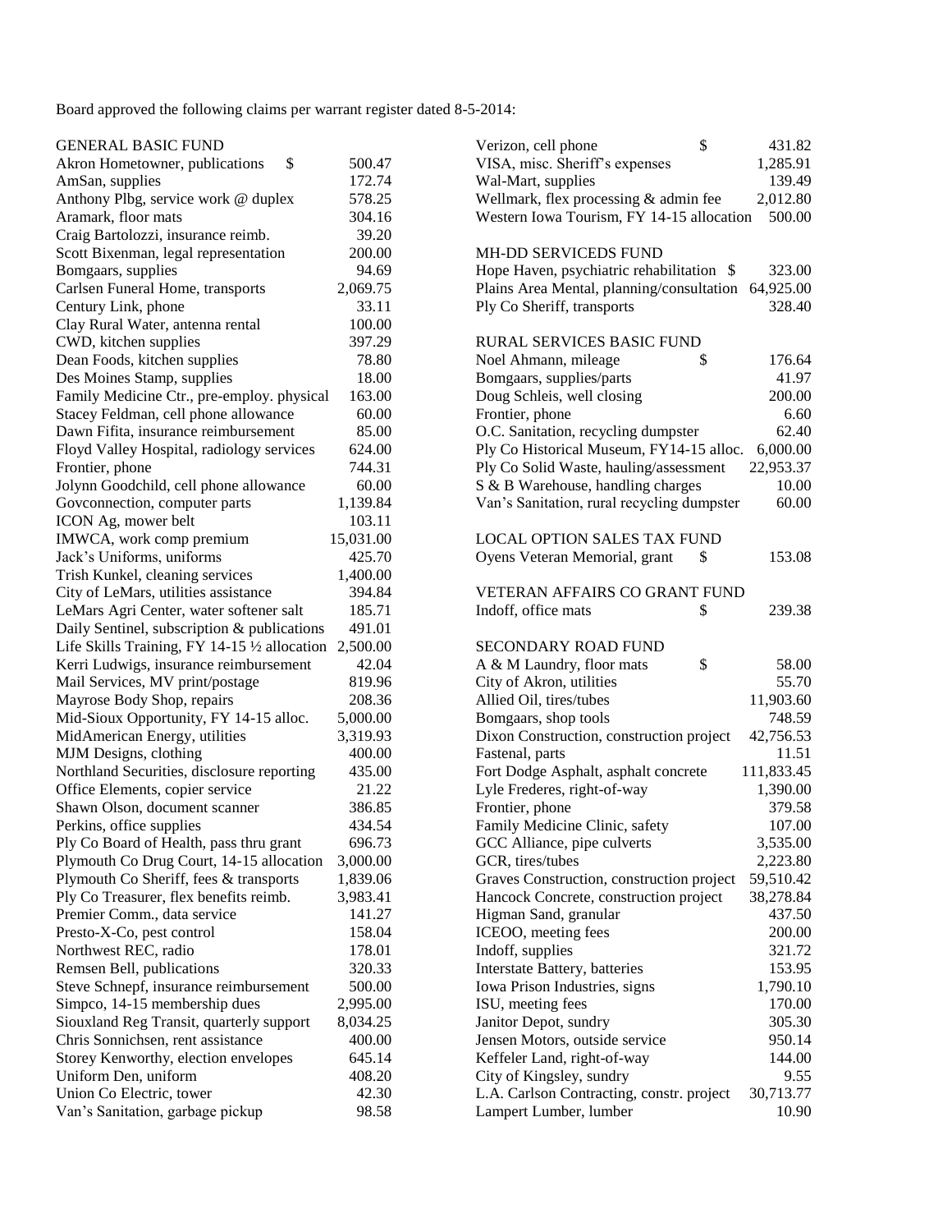Board approved the following claims per warrant register dated 8-5-2014:

GENERAL BASIC FUND

| | |
|---|---|
| Akron Hometowner, publications | $ 500.47 |
| AmSan, supplies | 172.74 |
| Anthony Plbg, service work @ duplex | 578.25 |
| Aramark, floor mats | 304.16 |
| Craig Bartolozzi, insurance reimb. | 39.20 |
| Scott Bixenman, legal representation | 200.00 |
| Bomgaars, supplies | 94.69 |
| Carlsen Funeral Home, transports | 2,069.75 |
| Century Link, phone | 33.11 |
| Clay Rural Water, antenna rental | 100.00 |
| CWD, kitchen supplies | 397.29 |
| Dean Foods, kitchen supplies | 78.80 |
| Des Moines Stamp, supplies | 18.00 |
| Family Medicine Ctr., pre-employ. physical | 163.00 |
| Stacey Feldman, cell phone allowance | 60.00 |
| Dawn Fifita, insurance reimbursement | 85.00 |
| Floyd Valley Hospital, radiology services | 624.00 |
| Frontier, phone | 744.31 |
| Jolynn Goodchild, cell phone allowance | 60.00 |
| Govconnection, computer parts | 1,139.84 |
| ICON Ag, mower belt | 103.11 |
| IMWCA, work comp premium | 15,031.00 |
| Jack's Uniforms, uniforms | 425.70 |
| Trish Kunkel, cleaning services | 1,400.00 |
| City of LeMars, utilities assistance | 394.84 |
| LeMars Agri Center, water softener salt | 185.71 |
| Daily Sentinel, subscription & publications | 491.01 |
| Life Skills Training, FY 14-15 ½ allocation | 2,500.00 |
| Kerri Ludwigs, insurance reimbursement | 42.04 |
| Mail Services, MV print/postage | 819.96 |
| Mayrose Body Shop, repairs | 208.36 |
| Mid-Sioux Opportunity, FY 14-15 alloc. | 5,000.00 |
| MidAmerican Energy, utilities | 3,319.93 |
| MJM Designs, clothing | 400.00 |
| Northland Securities, disclosure reporting | 435.00 |
| Office Elements, copier service | 21.22 |
| Shawn Olson, document scanner | 386.85 |
| Perkins, office supplies | 434.54 |
| Ply Co Board of Health, pass thru grant | 696.73 |
| Plymouth Co Drug Court, 14-15 allocation | 3,000.00 |
| Plymouth Co Sheriff, fees & transports | 1,839.06 |
| Ply Co Treasurer, flex benefits reimb. | 3,983.41 |
| Premier Comm., data service | 141.27 |
| Presto-X-Co, pest control | 158.04 |
| Northwest REC, radio | 178.01 |
| Remsen Bell, publications | 320.33 |
| Steve Schnepf, insurance reimbursement | 500.00 |
| Simpco, 14-15 membership dues | 2,995.00 |
| Siouxland Reg Transit, quarterly support | 8,034.25 |
| Chris Sonnichsen, rent assistance | 400.00 |
| Storey Kenworthy, election envelopes | 645.14 |
| Uniform Den, uniform | 408.20 |
| Union Co Electric, tower | 42.30 |
| Van's Sanitation, garbage pickup | 98.58 |
| Verizon, cell phone | $ 431.82 |
| VISA, misc. Sheriff's expenses | 1,285.91 |
| Wal-Mart, supplies | 139.49 |
| Wellmark, flex processing & admin fee | 2,012.80 |
| Western Iowa Tourism, FY 14-15 allocation | 500.00 |

MH-DD SERVICEDS FUND

| | |
|---|---|
| Hope Haven, psychiatric rehabilitation | $ 323.00 |
| Plains Area Mental, planning/consultation | 64,925.00 |
| Ply Co Sheriff, transports | 328.40 |

RURAL SERVICES BASIC FUND

| | |
|---|---|
| Noel Ahmann, mileage | $ 176.64 |
| Bomgaars, supplies/parts | 41.97 |
| Doug Schleis, well closing | 200.00 |
| Frontier, phone | 6.60 |
| O.C. Sanitation, recycling dumpster | 62.40 |
| Ply Co Historical Museum, FY14-15 alloc. | 6,000.00 |
| Ply Co Solid Waste, hauling/assessment | 22,953.37 |
| S & B Warehouse, handling charges | 10.00 |
| Van's Sanitation, rural recycling dumpster | 60.00 |

LOCAL OPTION SALES TAX FUND

| | |
|---|---|
| Oyens Veteran Memorial, grant | $ 153.08 |

VETERAN AFFAIRS CO GRANT FUND

| | |
|---|---|
| Indoff, office mats | $ 239.38 |

SECONDARY ROAD FUND

| | |
|---|---|
| A & M Laundry, floor mats | $ 58.00 |
| City of Akron, utilities | 55.70 |
| Allied Oil, tires/tubes | 11,903.60 |
| Bomgaars, shop tools | 748.59 |
| Dixon Construction, construction project | 42,756.53 |
| Fastenal, parts | 11.51 |
| Fort Dodge Asphalt, asphalt concrete | 111,833.45 |
| Lyle Frederes, right-of-way | 1,390.00 |
| Frontier, phone | 379.58 |
| Family Medicine Clinic, safety | 107.00 |
| GCC Alliance, pipe culverts | 3,535.00 |
| GCR, tires/tubes | 2,223.80 |
| Graves Construction, construction project | 59,510.42 |
| Hancock Concrete, construction project | 38,278.84 |
| Higman Sand, granular | 437.50 |
| ICEOO, meeting fees | 200.00 |
| Indoff, supplies | 321.72 |
| Interstate Battery, batteries | 153.95 |
| Iowa Prison Industries, signs | 1,790.10 |
| ISU, meeting fees | 170.00 |
| Janitor Depot, sundry | 305.30 |
| Jensen Motors, outside service | 950.14 |
| Keffeler Land, right-of-way | 144.00 |
| City of Kingsley, sundry | 9.55 |
| L.A. Carlson Contracting, constr. project | 30,713.77 |
| Lampert Lumber, lumber | 10.90 |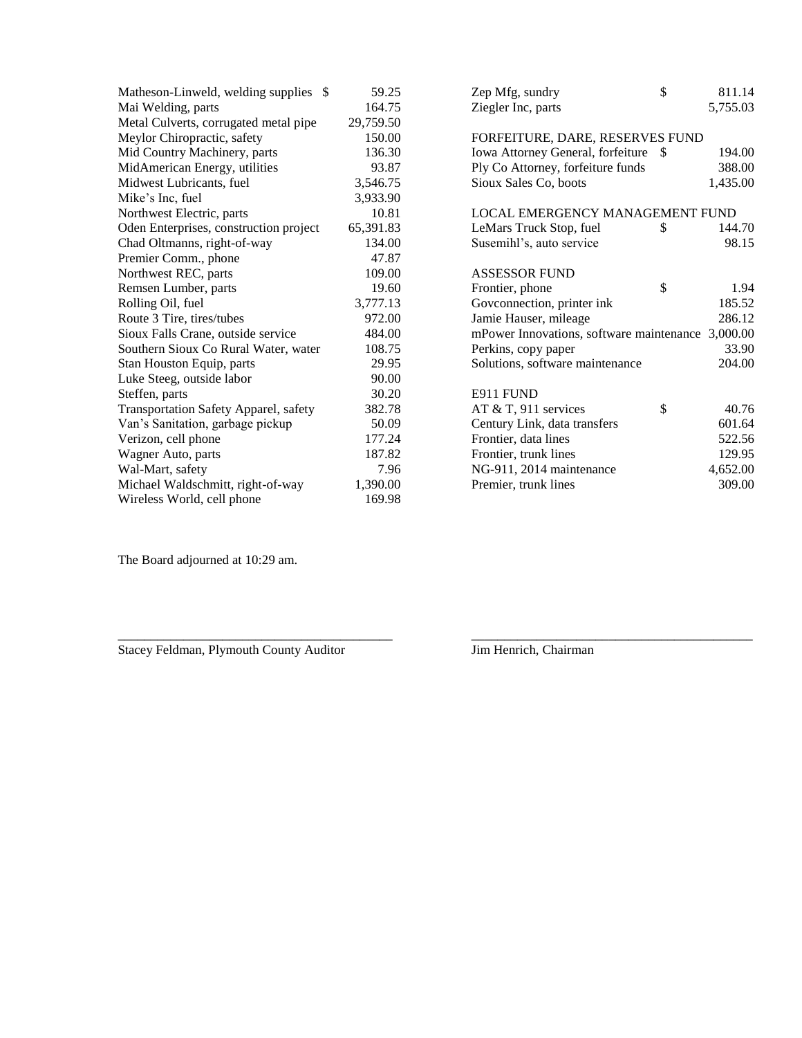| | |
|---|---|
| Matheson-Linweld, welding supplies $ | 59.25 |
| Mai Welding, parts | 164.75 |
| Metal Culverts, corrugated metal pipe | 29,759.50 |
| Meylor Chiropractic, safety | 150.00 |
| Mid Country Machinery, parts | 136.30 |
| MidAmerican Energy, utilities | 93.87 |
| Midwest Lubricants, fuel | 3,546.75 |
| Mike's Inc, fuel | 3,933.90 |
| Northwest Electric, parts | 10.81 |
| Oden Enterprises, construction project | 65,391.83 |
| Chad Oltmanns, right-of-way | 134.00 |
| Premier Comm., phone | 47.87 |
| Northwest REC, parts | 109.00 |
| Remsen Lumber, parts | 19.60 |
| Rolling Oil, fuel | 3,777.13 |
| Route 3 Tire, tires/tubes | 972.00 |
| Sioux Falls Crane, outside service | 484.00 |
| Southern Sioux Co Rural Water, water | 108.75 |
| Stan Houston Equip, parts | 29.95 |
| Luke Steeg, outside labor | 90.00 |
| Steffen, parts | 30.20 |
| Transportation Safety Apparel, safety | 382.78 |
| Van's Sanitation, garbage pickup | 50.09 |
| Verizon, cell phone | 177.24 |
| Wagner Auto, parts | 187.82 |
| Wal-Mart, safety | 7.96 |
| Michael Waldschmitt, right-of-way | 1,390.00 |
| Wireless World, cell phone | 169.98 |
| Zep Mfg, sundry $ | 811.14 |
| Ziegler Inc, parts | 5,755.03 |

FORFEITURE, DARE, RESERVES FUND

| | |
|---|---|
| Iowa Attorney General, forfeiture $ | 194.00 |
| Ply Co Attorney, forfeiture funds | 388.00 |
| Sioux Sales Co, boots | 1,435.00 |

LOCAL EMERGENCY MANAGEMENT FUND

| | |
|---|---|
| LeMars Truck Stop, fuel $ | 144.70 |
| Susemihl's, auto service | 98.15 |

ASSESSOR FUND

| | |
|---|---|
| Frontier, phone $ | 1.94 |
| Govconnection, printer ink | 185.52 |
| Jamie Hauser, mileage | 286.12 |
| mPower Innovations, software maintenance | 3,000.00 |
| Perkins, copy paper | 33.90 |
| Solutions, software maintenance | 204.00 |

E911 FUND

| | |
|---|---|
| AT & T, 911 services $ | 40.76 |
| Century Link, data transfers | 601.64 |
| Frontier, data lines | 522.56 |
| Frontier, trunk lines | 129.95 |
| NG-911, 2014 maintenance | 4,652.00 |
| Premier, trunk lines | 309.00 |

The Board adjourned at 10:29 am.

\_\_\_\_\_\_\_\_\_\_\_\_\_\_\_\_\_\_\_\_\_\_\_\_\_\_\_\_\_\_\_\_\_\_\_\_\_\_\_\_\_\_
Stacey Feldman, Plymouth County Auditor

\_\_\_\_\_\_\_\_\_\_\_\_\_\_\_\_\_\_\_\_\_\_\_\_\_\_\_\_\_\_\_\_\_\_\_\_\_\_\_\_\_\_
Jim Henrich, Chairman